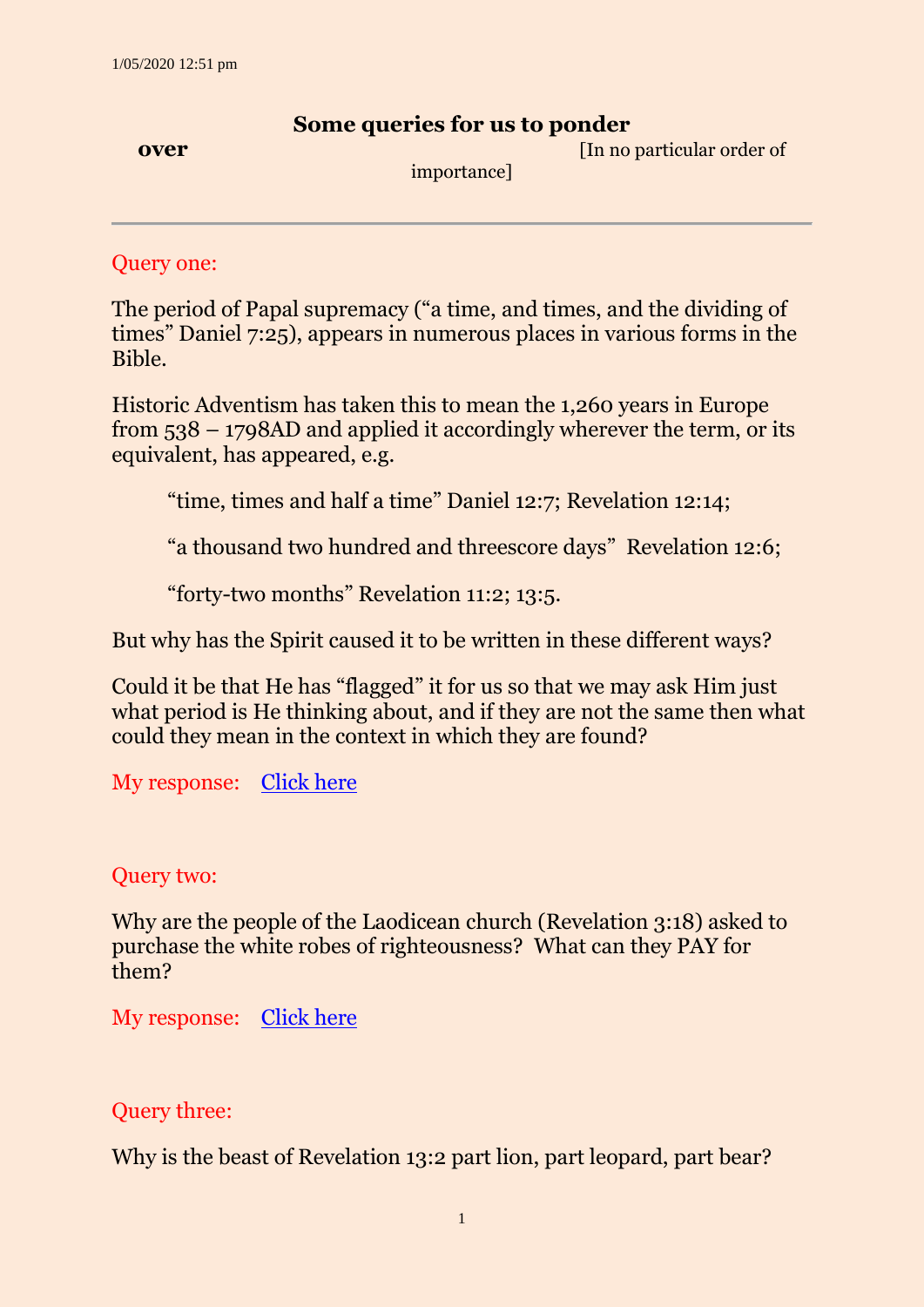1/05/2020 12:51 pm

# Some queries for us to ponder over

[In no particular order of importance]

---

Query one:

The period of Papal supremacy (“a time, and times, and the dividing of times” Daniel 7:25), appears in numerous places in various forms in the Bible.

Historic Adventism has taken this to mean the 1,260 years in Europe from 538 – 1798AD and applied it accordingly wherever the term, or its equivalent, has appeared, e.g.

> “time, times and half a time” Daniel 12:7; Revelation 12:14;
>
> “a thousand two hundred and threescore days” Revelation 12:6;
>
> “forty-two months” Revelation 11:2; 13:5.

But why has the Spirit caused it to be written in these different ways?

Could it be that He has “flagged” it for us so that we may ask Him just what period is He thinking about, and if they are not the same then what could they mean in the context in which they are found?

My response: Click here

Query two:

Why are the people of the Laodicean church (Revelation 3:18) asked to purchase the white robes of righteousness? What can they PAY for them?

My response: Click here

Query three:

Why is the beast of Revelation 13:2 part lion, part leopard, part bear?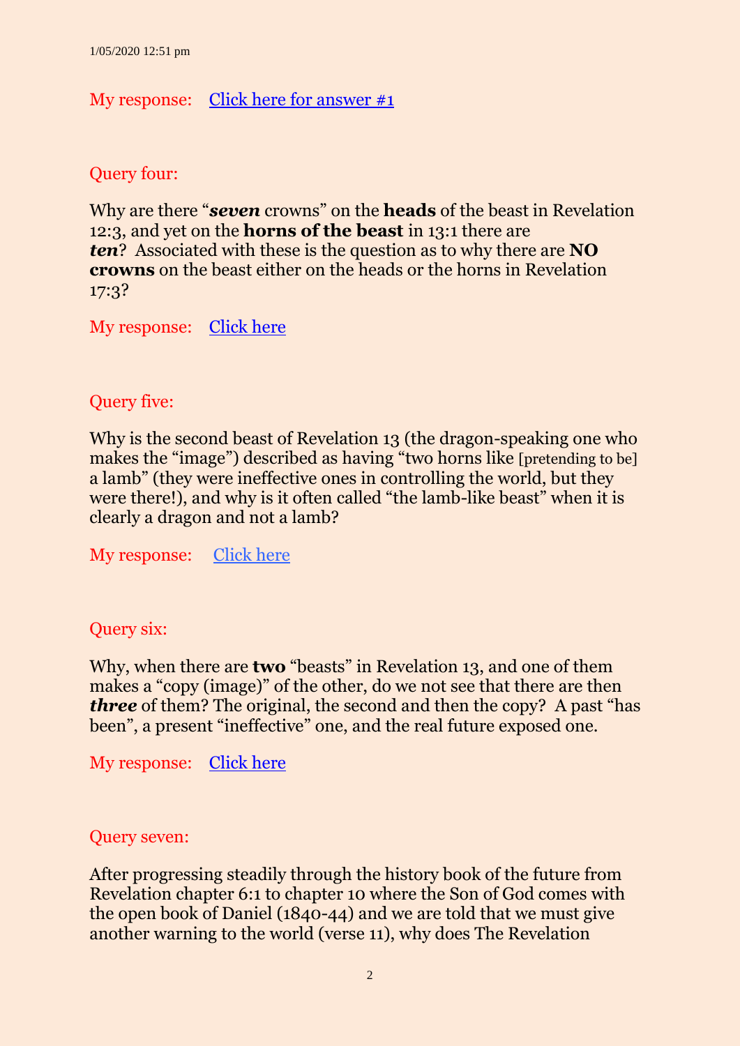1/05/2020 12:51 pm

My response: [Click here for answer #1]

Query four:

Why are there "***seven*** crowns" on the **heads** of the beast in Revelation 12:3, and yet on the **horns of the beast** in 13:1 there are ***ten***? Associated with these is the question as to why there are **NO crowns** on the beast either on the heads or the horns in Revelation 17:3?

My response: [Click here]

Query five:

Why is the second beast of Revelation 13 (the dragon-speaking one who makes the "image") described as having "two horns like [pretending to be] a lamb" (they were ineffective ones in controlling the world, but they were there!), and why is it often called "the lamb-like beast" when it is clearly a dragon and not a lamb?

My response: [Click here]

Query six:

Why, when there are **two** "beasts" in Revelation 13, and one of them makes a "copy (image)" of the other, do we not see that there are then ***three*** of them? The original, the second and then the copy? A past "has been", a present "ineffective" one, and the real future exposed one.

My response: [Click here]

Query seven:

After progressing steadily through the history book of the future from Revelation chapter 6:1 to chapter 10 where the Son of God comes with the open book of Daniel (1840-44) and we are told that we must give another warning to the world (verse 11), why does The Revelation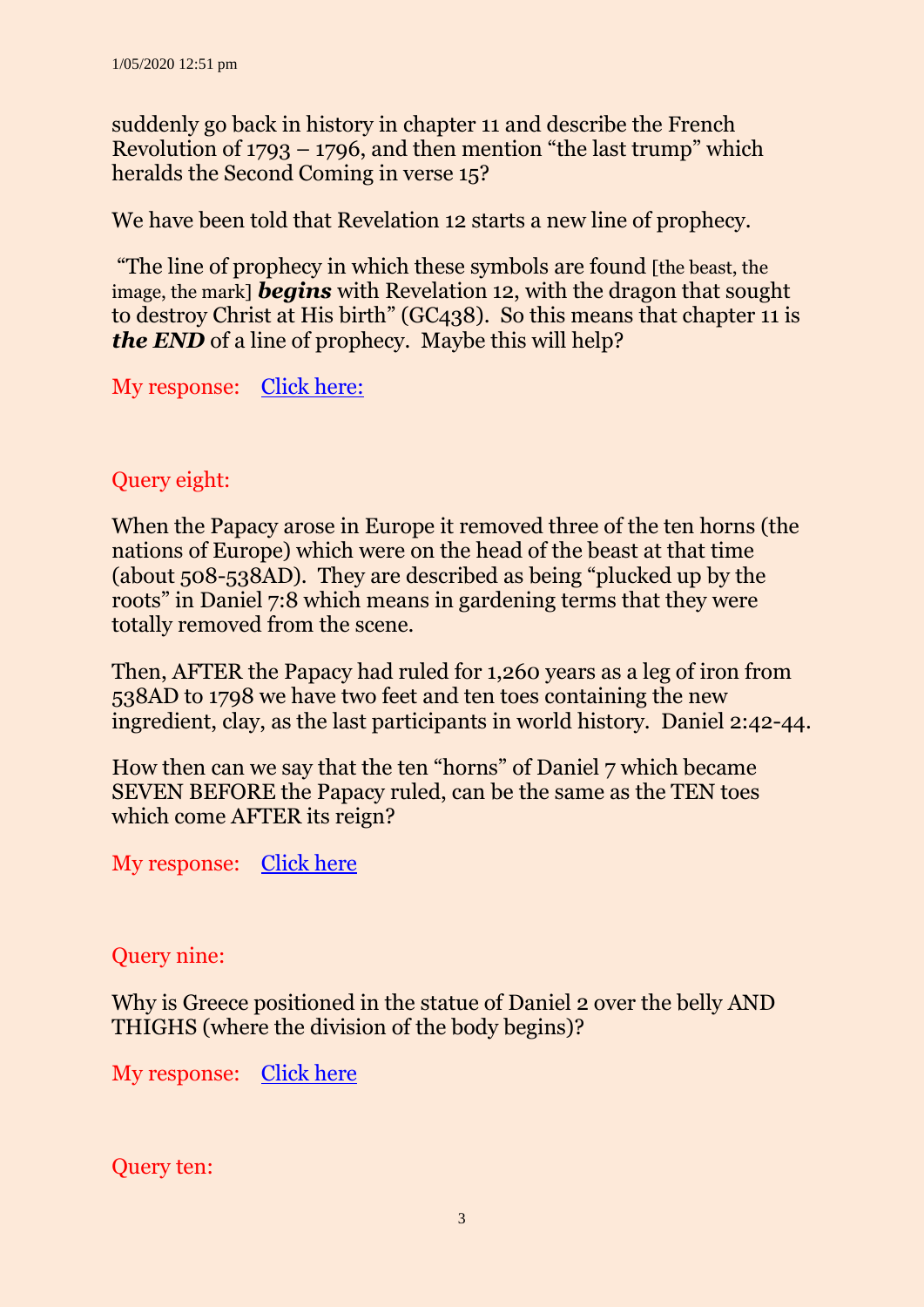suddenly go back in history in chapter 11 and describe the French Revolution of 1793 – 1796, and then mention "the last trump" which heralds the Second Coming in verse 15?

We have been told that Revelation 12 starts a new line of prophecy.

"The line of prophecy in which these symbols are found [the beast, the image, the mark] ***begins*** with Revelation 12, with the dragon that sought to destroy Christ at His birth" (GC438). So this means that chapter 11 is ***the END*** of a line of prophecy. Maybe this will help?

My response: Click here:

Query eight:

When the Papacy arose in Europe it removed three of the ten horns (the nations of Europe) which were on the head of the beast at that time (about 508-538AD). They are described as being "plucked up by the roots" in Daniel 7:8 which means in gardening terms that they were totally removed from the scene.

Then, AFTER the Papacy had ruled for 1,260 years as a leg of iron from 538AD to 1798 we have two feet and ten toes containing the new ingredient, clay, as the last participants in world history. Daniel 2:42-44.

How then can we say that the ten "horns" of Daniel 7 which became SEVEN BEFORE the Papacy ruled, can be the same as the TEN toes which come AFTER its reign?

My response: Click here

Query nine:

Why is Greece positioned in the statue of Daniel 2 over the belly AND THIGHS (where the division of the body begins)?

My response: Click here

Query ten: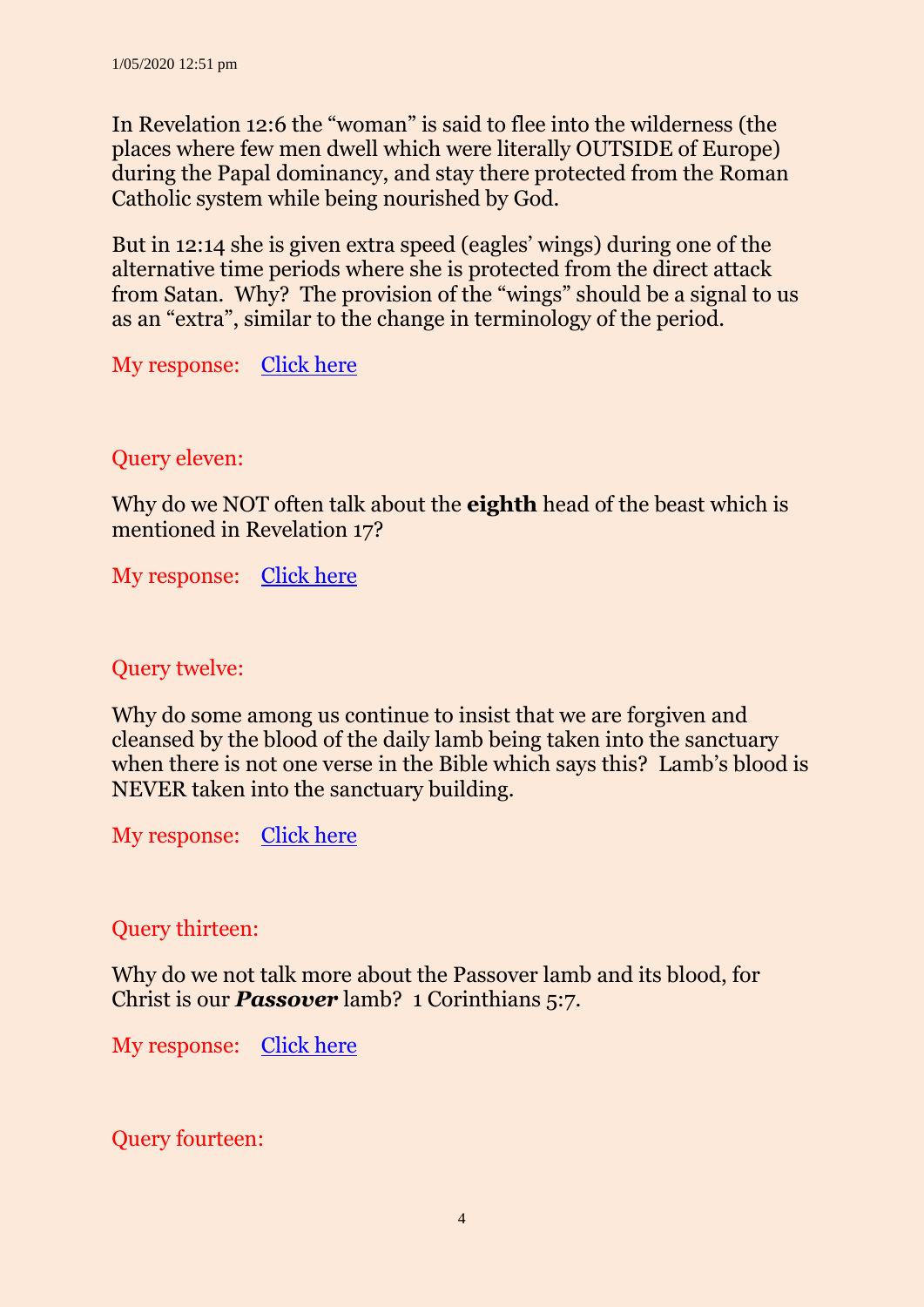In Revelation 12:6 the "woman" is said to flee into the wilderness (the places where few men dwell which were literally OUTSIDE of Europe) during the Papal dominancy, and stay there protected from the Roman Catholic system while being nourished by God.

But in 12:14 she is given extra speed (eagles' wings) during one of the alternative time periods where she is protected from the direct attack from Satan. Why? The provision of the "wings" should be a signal to us as an "extra", similar to the change in terminology of the period.

My response: Click here

Query eleven:

Why do we NOT often talk about the **eighth** head of the beast which is mentioned in Revelation 17?

My response: Click here

Query twelve:

Why do some among us continue to insist that we are forgiven and cleansed by the blood of the daily lamb being taken into the sanctuary when there is not one verse in the Bible which says this? Lamb's blood is NEVER taken into the sanctuary building.

My response: Click here

Query thirteen:

Why do we not talk more about the Passover lamb and its blood, for Christ is our ***Passover*** lamb? 1 Corinthians 5:7.

My response: Click here

Query fourteen: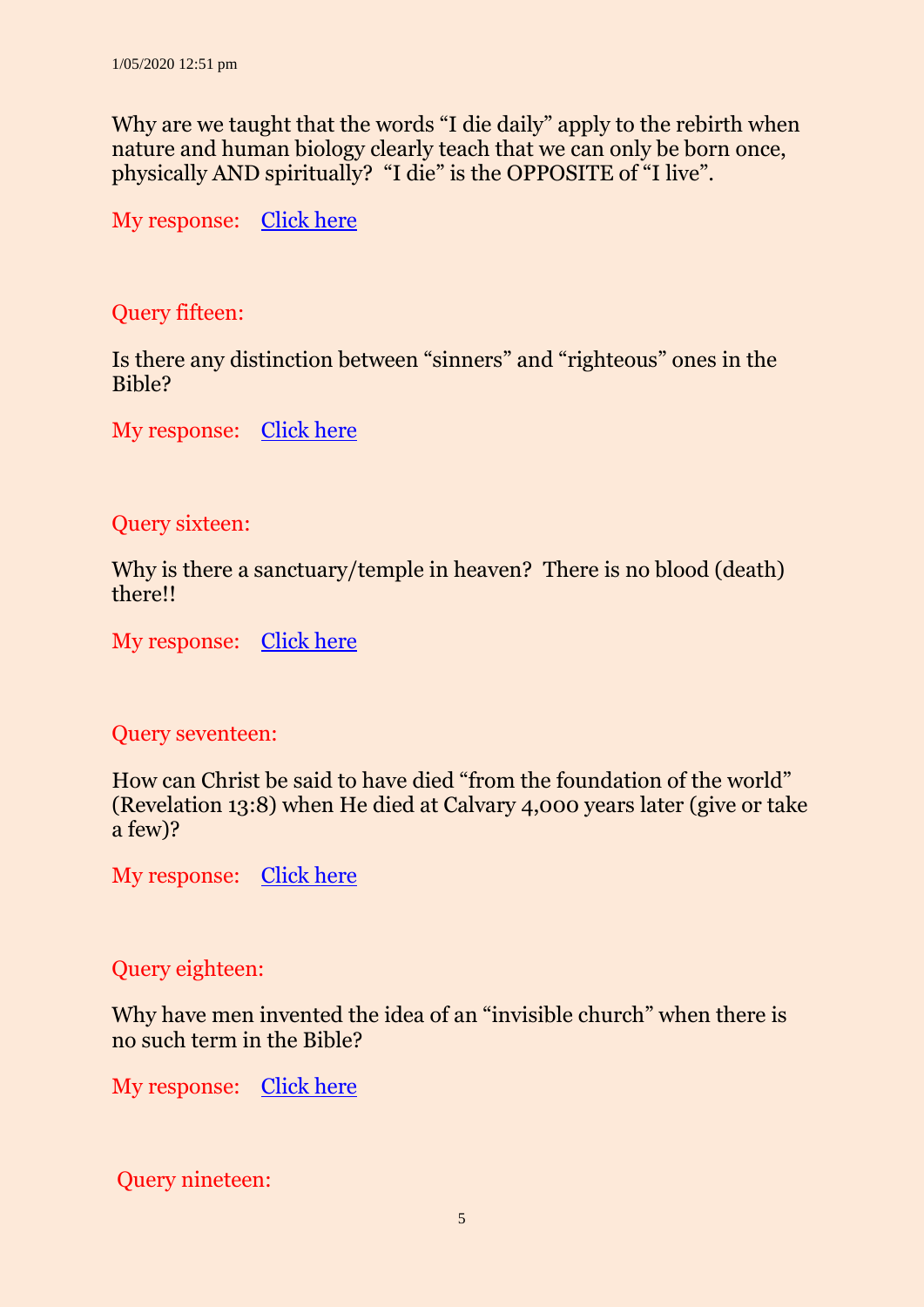Why are we taught that the words “I die daily” apply to the rebirth when nature and human biology clearly teach that we can only be born once, physically AND spiritually? “I die” is the OPPOSITE of “I live”.

My response: Click here

Query fifteen:

Is there any distinction between “sinners” and “righteous” ones in the Bible?

My response: Click here

Query sixteen:

Why is there a sanctuary/temple in heaven? There is no blood (death) there!!

My response: Click here

Query seventeen:

How can Christ be said to have died “from the foundation of the world” (Revelation 13:8) when He died at Calvary 4,000 years later (give or take a few)?

My response: Click here

Query eighteen:

Why have men invented the idea of an “invisible church” when there is no such term in the Bible?

My response: Click here

Query nineteen: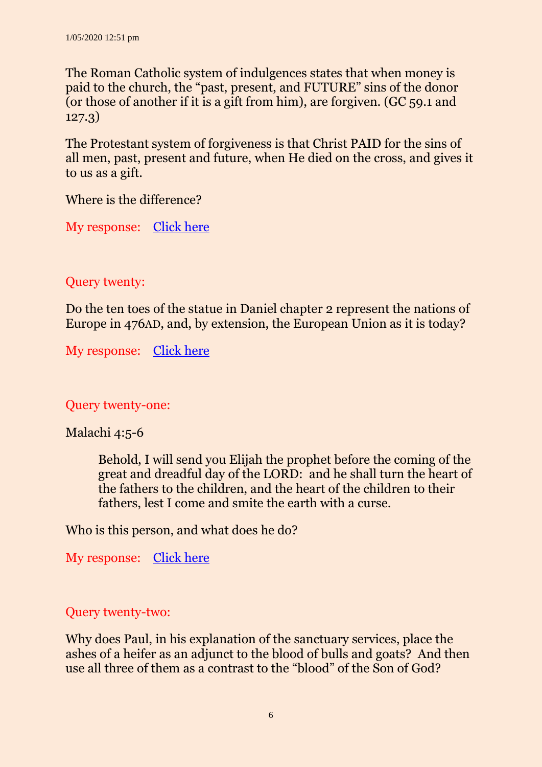The Roman Catholic system of indulgences states that when money is paid to the church, the "past, present, and FUTURE" sins of the donor (or those of another if it is a gift from him), are forgiven. (GC 59.1 and 127.3)

The Protestant system of forgiveness is that Christ PAID for the sins of all men, past, present and future, when He died on the cross, and gives it to us as a gift.

Where is the difference?

My response: Click here

Query twenty:

Do the ten toes of the statue in Daniel chapter 2 represent the nations of Europe in 476AD, and, by extension, the European Union as it is today?

My response: Click here

Query twenty-one:

Malachi 4:5-6

> Behold, I will send you Elijah the prophet before the coming of the great and dreadful day of the LORD: and he shall turn the heart of the fathers to the children, and the heart of the children to their fathers, lest I come and smite the earth with a curse.

Who is this person, and what does he do?

My response: Click here

Query twenty-two:

Why does Paul, in his explanation of the sanctuary services, place the ashes of a heifer as an adjunct to the blood of bulls and goats? And then use all three of them as a contrast to the "blood" of the Son of God?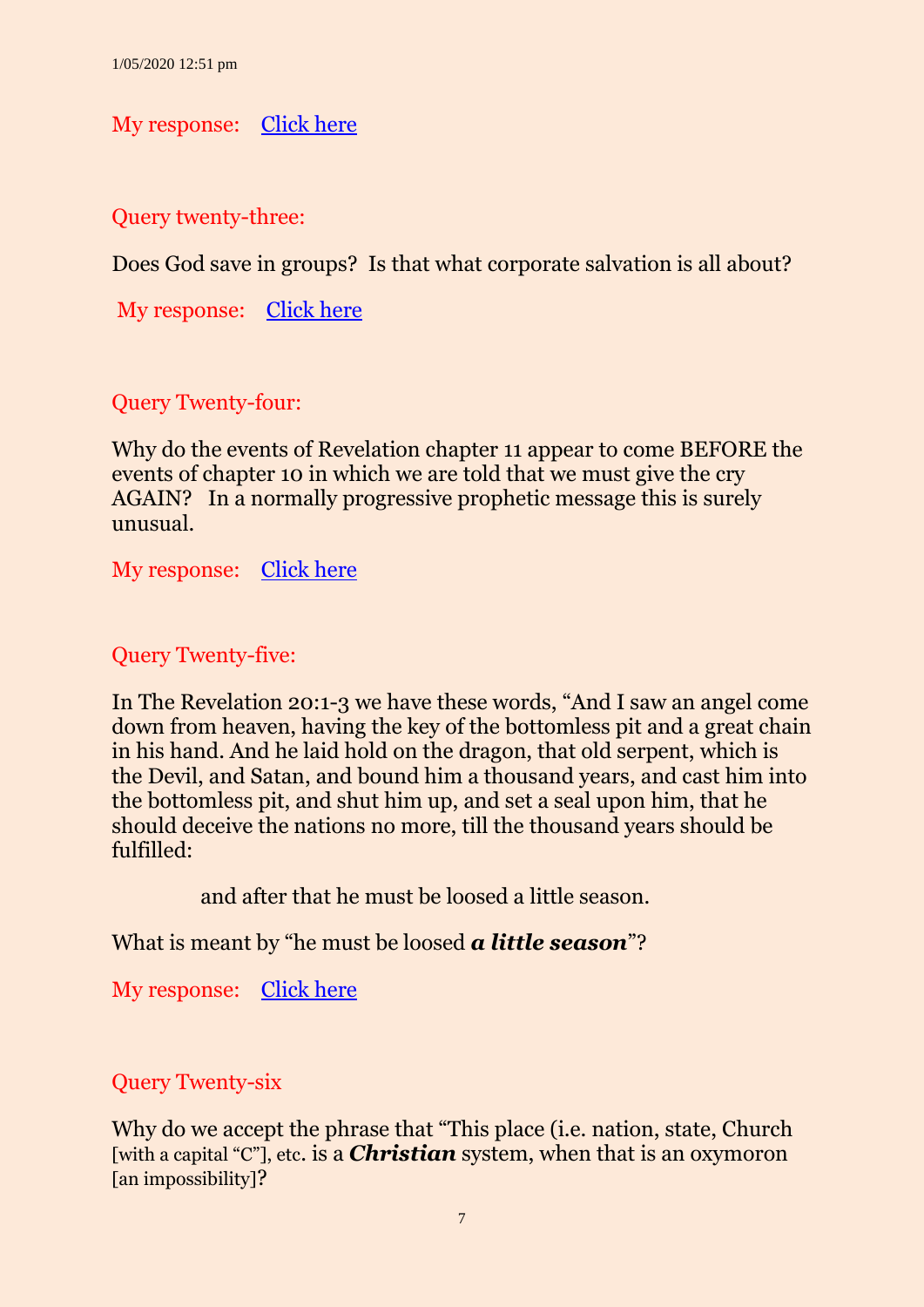My response: [Click here]

Query twenty-three:

Does God save in groups? Is that what corporate salvation is all about?

My response: [Click here]

Query Twenty-four:

Why do the events of Revelation chapter 11 appear to come BEFORE the events of chapter 10 in which we are told that we must give the cry AGAIN? In a normally progressive prophetic message this is surely unusual.

My response: [Click here]

Query Twenty-five:

In The Revelation 20:1-3 we have these words, "And I saw an angel come down from heaven, having the key of the bottomless pit and a great chain in his hand. And he laid hold on the dragon, that old serpent, which is the Devil, and Satan, and bound him a thousand years, and cast him into the bottomless pit, and shut him up, and set a seal upon him, that he should deceive the nations no more, till the thousand years should be fulfilled:

> and after that he must be loosed a little season.

What is meant by "he must be loosed ***a little season***"?

My response: [Click here]

Query Twenty-six

Why do we accept the phrase that "This place (i.e. nation, state, Church [with a capital "C"], etc. is a ***Christian*** system, when that is an oxymoron [an impossibility]?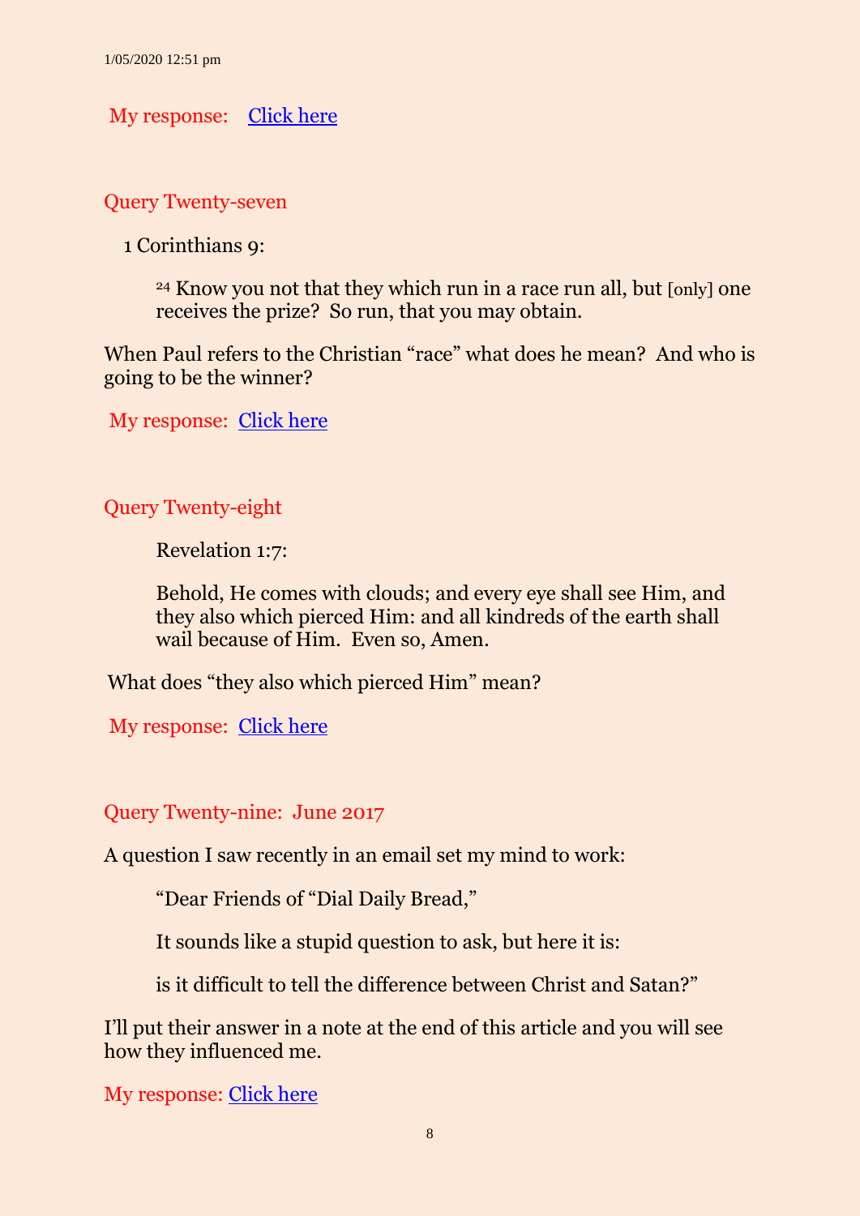1/05/2020 12:51 pm

My response: Click here

## Query Twenty-seven

1 Corinthians 9:

> 24 Know you not that they which run in a race run all, but [only] one receives the prize? So run, that you may obtain.

When Paul refers to the Christian “race” what does he mean? And who is going to be the winner?

My response: Click here

## Query Twenty-eight

> Revelation 1:7:
>
> Behold, He comes with clouds; and every eye shall see Him, and they also which pierced Him: and all kindreds of the earth shall wail because of Him. Even so, Amen.

What does “they also which pierced Him” mean?

My response: Click here

## Query Twenty-nine: June 2017

A question I saw recently in an email set my mind to work:

> “Dear Friends of “Dial Daily Bread,”
>
> It sounds like a stupid question to ask, but here it is:
>
> is it difficult to tell the difference between Christ and Satan?”

I’ll put their answer in a note at the end of this article and you will see how they influenced me.

My response: Click here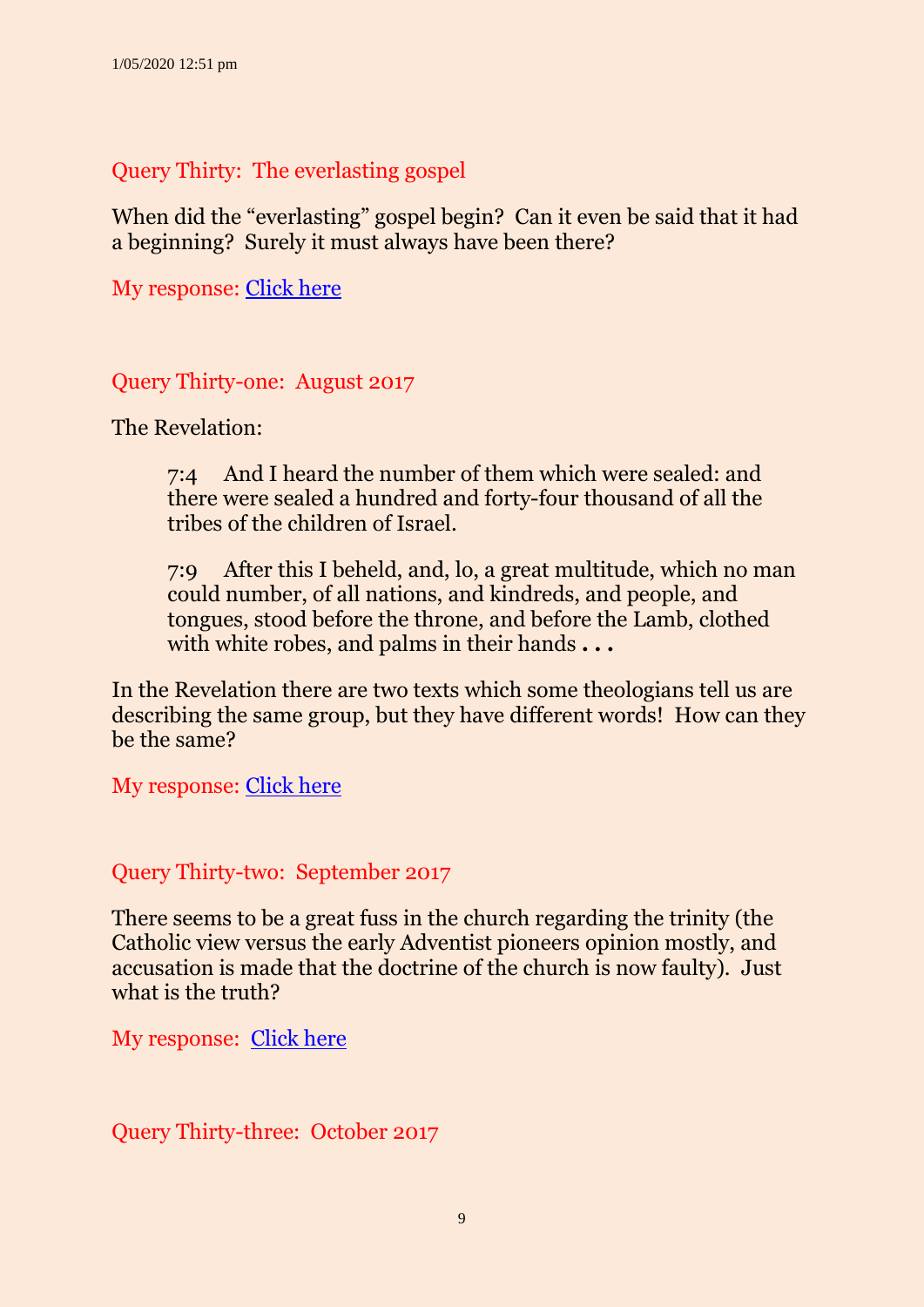1/05/2020 12:51 pm

## Query Thirty: The everlasting gospel

When did the "everlasting" gospel begin? Can it even be said that it had a beginning? Surely it must always have been there?

My response: Click here

## Query Thirty-one: August 2017

The Revelation:

> 7:4 And I heard the number of them which were sealed: and there were sealed a hundred and forty-four thousand of all the tribes of the children of Israel.
>
> 7:9 After this I beheld, and, lo, a great multitude, which no man could number, of all nations, and kindreds, and people, and tongues, stood before the throne, and before the Lamb, clothed with white robes, and palms in their hands **. . .**

In the Revelation there are two texts which some theologians tell us are describing the same group, but they have different words! How can they be the same?

My response: Click here

## Query Thirty-two: September 2017

There seems to be a great fuss in the church regarding the trinity (the Catholic view versus the early Adventist pioneers opinion mostly, and accusation is made that the doctrine of the church is now faulty). Just what is the truth?

My response: Click here

## Query Thirty-three: October 2017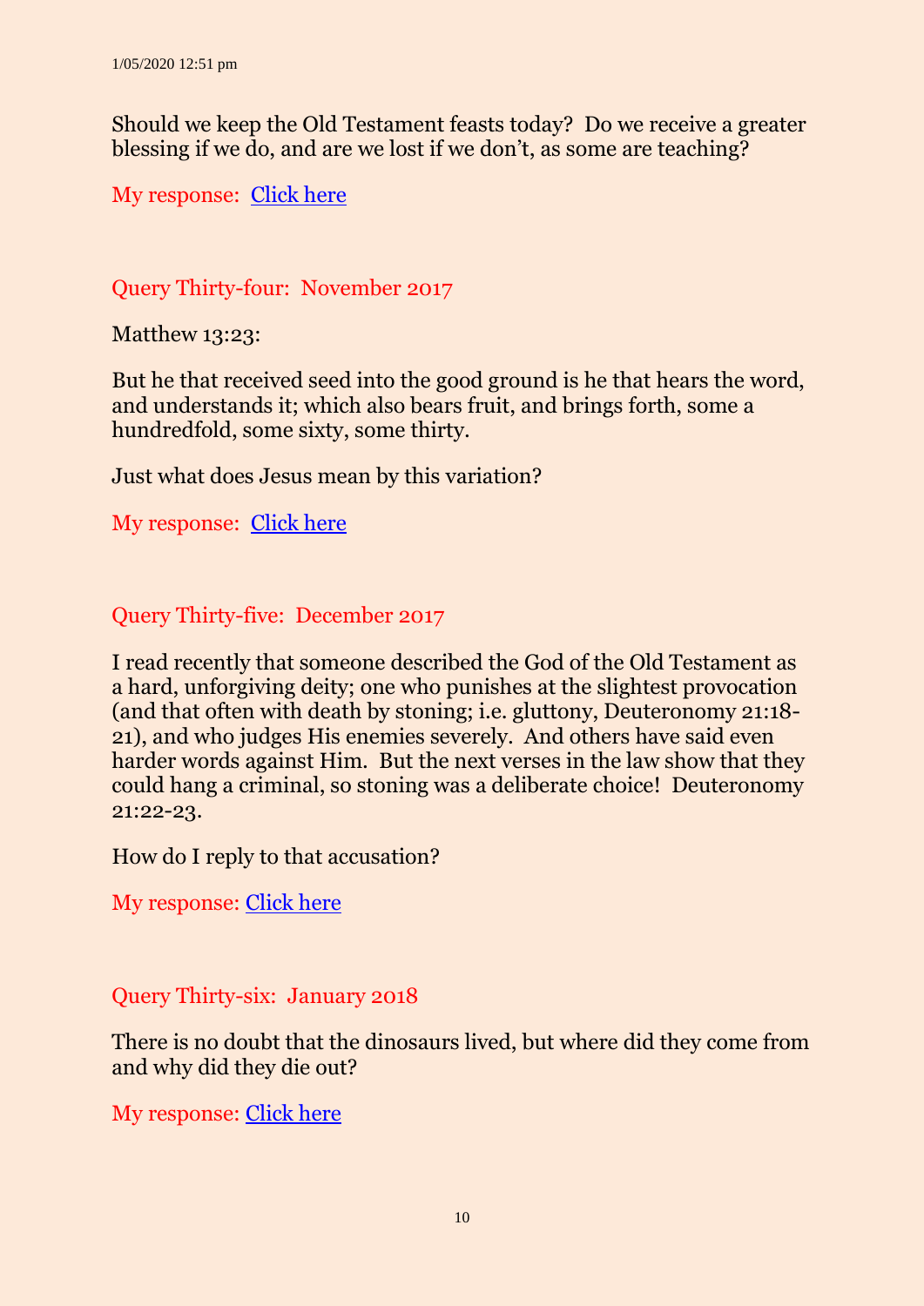Should we keep the Old Testament feasts today? Do we receive a greater blessing if we do, and are we lost if we don't, as some are teaching?

My response: Click here

## Query Thirty-four: November 2017

Matthew 13:23:

But he that received seed into the good ground is he that hears the word, and understands it; which also bears fruit, and brings forth, some a hundredfold, some sixty, some thirty.

Just what does Jesus mean by this variation?

My response: Click here

## Query Thirty-five: December 2017

I read recently that someone described the God of the Old Testament as a hard, unforgiving deity; one who punishes at the slightest provocation (and that often with death by stoning; i.e. gluttony, Deuteronomy 21:18-21), and who judges His enemies severely. And others have said even harder words against Him. But the next verses in the law show that they could hang a criminal, so stoning was a deliberate choice! Deuteronomy 21:22-23.

How do I reply to that accusation?

My response: Click here

## Query Thirty-six: January 2018

There is no doubt that the dinosaurs lived, but where did they come from and why did they die out?

My response: Click here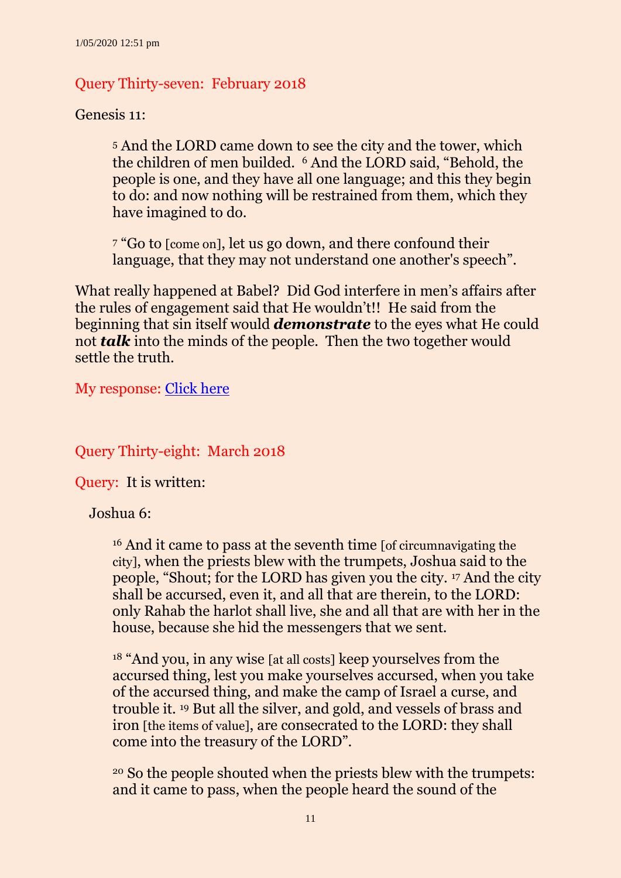1/05/2020 12:51 pm

## Query Thirty-seven: February 2018

Genesis 11:

> 5 And the LORD came down to see the city and the tower, which the children of men builded. 6 And the LORD said, "Behold, the people is one, and they have all one language; and this they begin to do: and now nothing will be restrained from them, which they have imagined to do.
>
> 7 "Go to [come on], let us go down, and there confound their language, that they may not understand one another's speech".

What really happened at Babel? Did God interfere in men's affairs after the rules of engagement said that He wouldn't!! He said from the beginning that sin itself would ***demonstrate*** to the eyes what He could not ***talk*** into the minds of the people. Then the two together would settle the truth.

My response: Click here

## Query Thirty-eight: March 2018

Query: It is written:

Joshua 6:

> 16 And it came to pass at the seventh time [of circumnavigating the city], when the priests blew with the trumpets, Joshua said to the people, "Shout; for the LORD has given you the city. 17 And the city shall be accursed, even it, and all that are therein, to the LORD: only Rahab the harlot shall live, she and all that are with her in the house, because she hid the messengers that we sent.
>
> 18 "And you, in any wise [at all costs] keep yourselves from the accursed thing, lest you make yourselves accursed, when you take of the accursed thing, and make the camp of Israel a curse, and trouble it. 19 But all the silver, and gold, and vessels of brass and iron [the items of value], are consecrated to the LORD: they shall come into the treasury of the LORD".
>
> 20 So the people shouted when the priests blew with the trumpets: and it came to pass, when the people heard the sound of the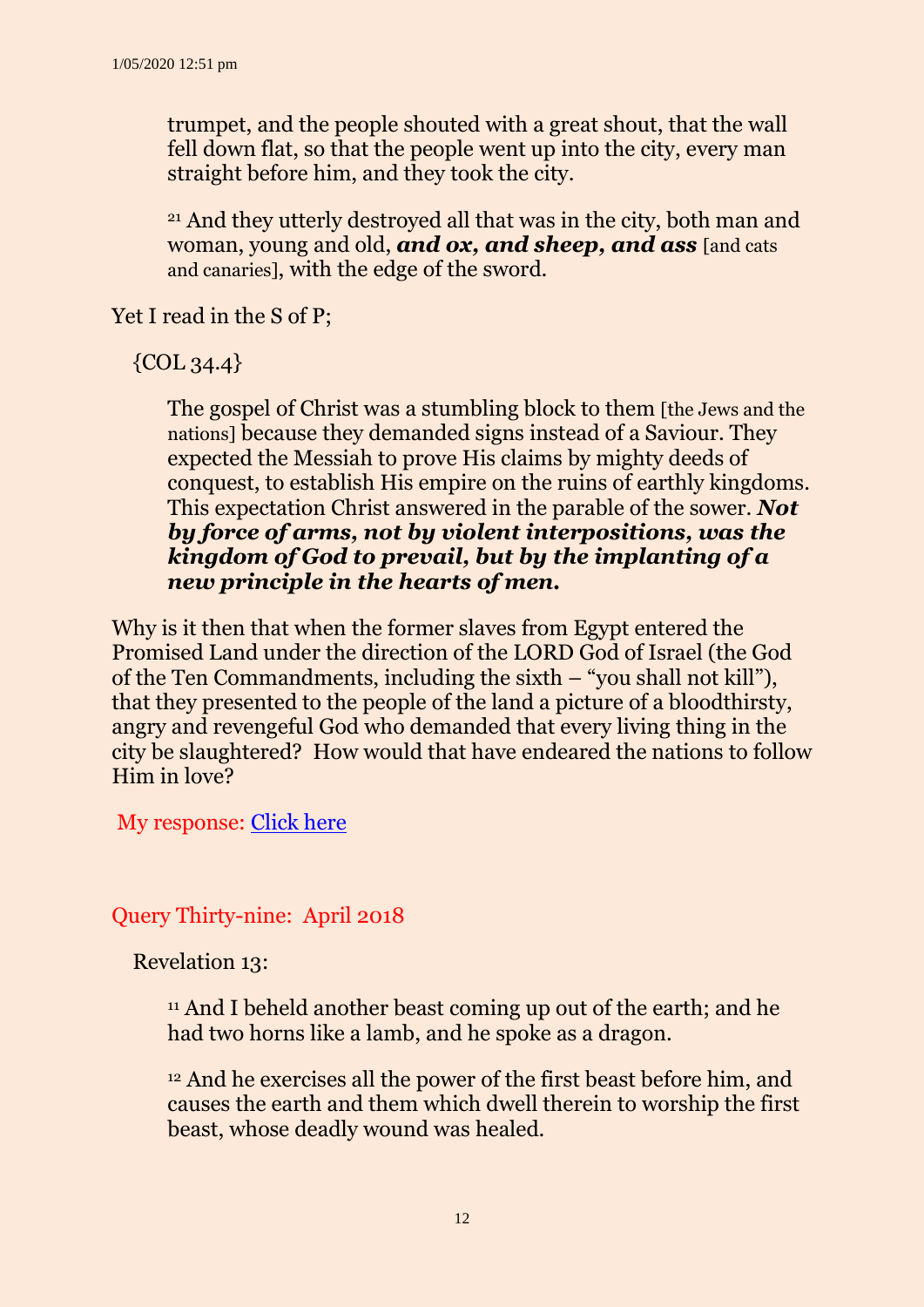> trumpet, and the people shouted with a great shout, that the wall fell down flat, so that the people went up into the city, every man straight before him, and they took the city.
>
> [21] And they utterly destroyed all that was in the city, both man and woman, young and old, ***and ox, and sheep, and ass*** [and cats and canaries], with the edge of the sword.

Yet I read in the S of P;

{COL 34.4}

> The gospel of Christ was a stumbling block to them [the Jews and the nations] because they demanded signs instead of a Saviour. They expected the Messiah to prove His claims by mighty deeds of conquest, to establish His empire on the ruins of earthly kingdoms. This expectation Christ answered in the parable of the sower. ***Not by force of arms, not by violent interpositions, was the kingdom of God to prevail, but by the implanting of a new principle in the hearts of men.***

Why is it then that when the former slaves from Egypt entered the Promised Land under the direction of the LORD God of Israel (the God of the Ten Commandments, including the sixth – "you shall not kill"), that they presented to the people of the land a picture of a bloodthirsty, angry and revengeful God who demanded that every living thing in the city be slaughtered? How would that have endeared the nations to follow Him in love?

My response: Click here

## Query Thirty-nine: April 2018

Revelation 13:

> [11] And I beheld another beast coming up out of the earth; and he had two horns like a lamb, and he spoke as a dragon.
>
> [12] And he exercises all the power of the first beast before him, and causes the earth and them which dwell therein to worship the first beast, whose deadly wound was healed.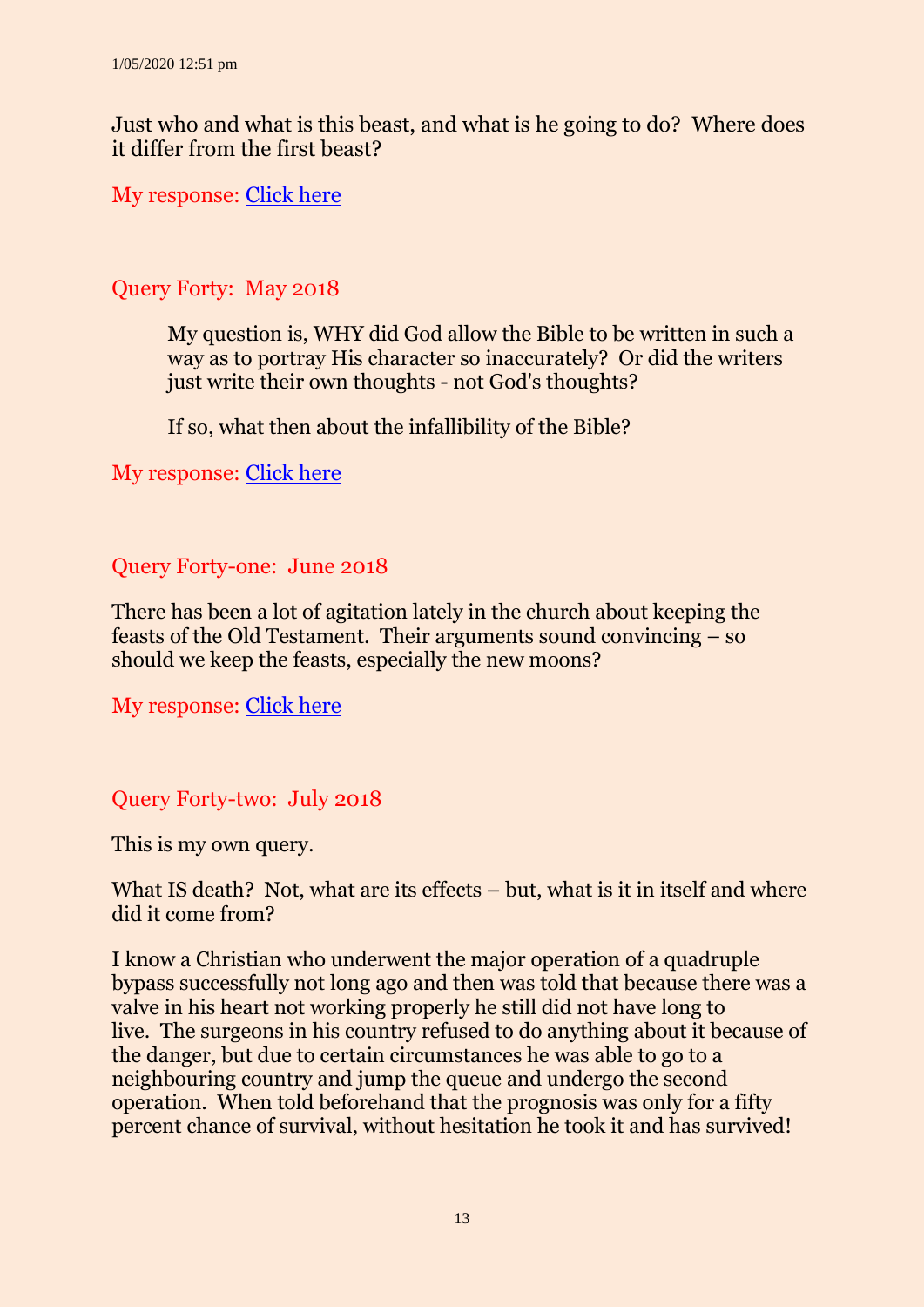Just who and what is this beast, and what is he going to do? Where does it differ from the first beast?

My response: [Click here]

## Query Forty: May 2018

> My question is, WHY did God allow the Bible to be written in such a way as to portray His character so inaccurately? Or did the writers just write their own thoughts - not God's thoughts?
>
> If so, what then about the infallibility of the Bible?

My response: [Click here]

## Query Forty-one: June 2018

There has been a lot of agitation lately in the church about keeping the feasts of the Old Testament. Their arguments sound convincing – so should we keep the feasts, especially the new moons?

My response: [Click here]

## Query Forty-two: July 2018

This is my own query.

What IS death? Not, what are its effects – but, what is it in itself and where did it come from?

I know a Christian who underwent the major operation of a quadruple bypass successfully not long ago and then was told that because there was a valve in his heart not working properly he still did not have long to live. The surgeons in his country refused to do anything about it because of the danger, but due to certain circumstances he was able to go to a neighbouring country and jump the queue and undergo the second operation. When told beforehand that the prognosis was only for a fifty percent chance of survival, without hesitation he took it and has survived!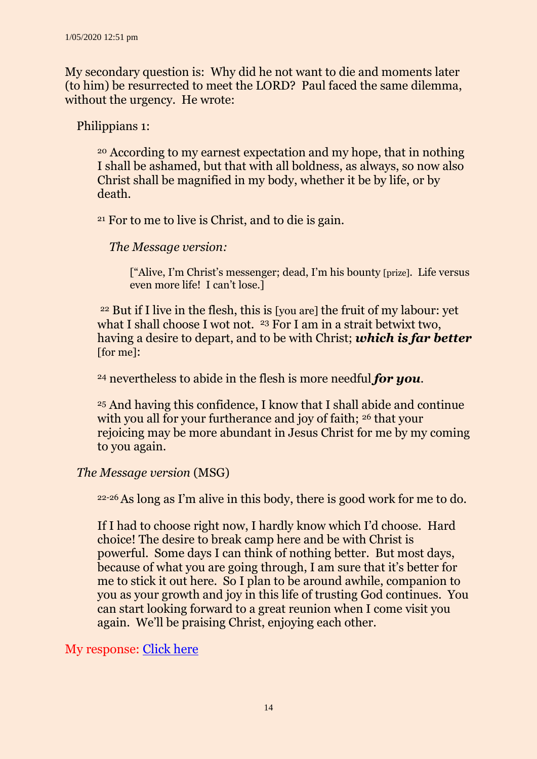My secondary question is: Why did he not want to die and moments later (to him) be resurrected to meet the LORD? Paul faced the same dilemma, without the urgency. He wrote:

Philippians 1:

> [20] According to my earnest expectation and my hope, that in nothing I shall be ashamed, but that with all boldness, as always, so now also Christ shall be magnified in my body, whether it be by life, or by death.
>
> [21] For to me to live is Christ, and to die is gain.
>
> *The Message version:*
>
> > ["Alive, I'm Christ's messenger; dead, I'm his bounty [prize]. Life versus even more life! I can't lose.]
>
> [22] But if I live in the flesh, this is [you are] the fruit of my labour: yet what I shall choose I wot not. [23] For I am in a strait betwixt two, having a desire to depart, and to be with Christ; ***which is far better*** [for me]:
>
> [24] nevertheless to abide in the flesh is more needful ***for you***.
>
> [25] And having this confidence, I know that I shall abide and continue with you all for your furtherance and joy of faith; [26] that your rejoicing may be more abundant in Jesus Christ for me by my coming to you again.

*The Message version* (MSG)

> [22-26] As long as I'm alive in this body, there is good work for me to do.
>
> If I had to choose right now, I hardly know which I'd choose. Hard choice! The desire to break camp here and be with Christ is powerful. Some days I can think of nothing better. But most days, because of what you are going through, I am sure that it's better for me to stick it out here. So I plan to be around awhile, companion to you as your growth and joy in this life of trusting God continues. You can start looking forward to a great reunion when I come visit you again. We'll be praising Christ, enjoying each other.

My response: Click here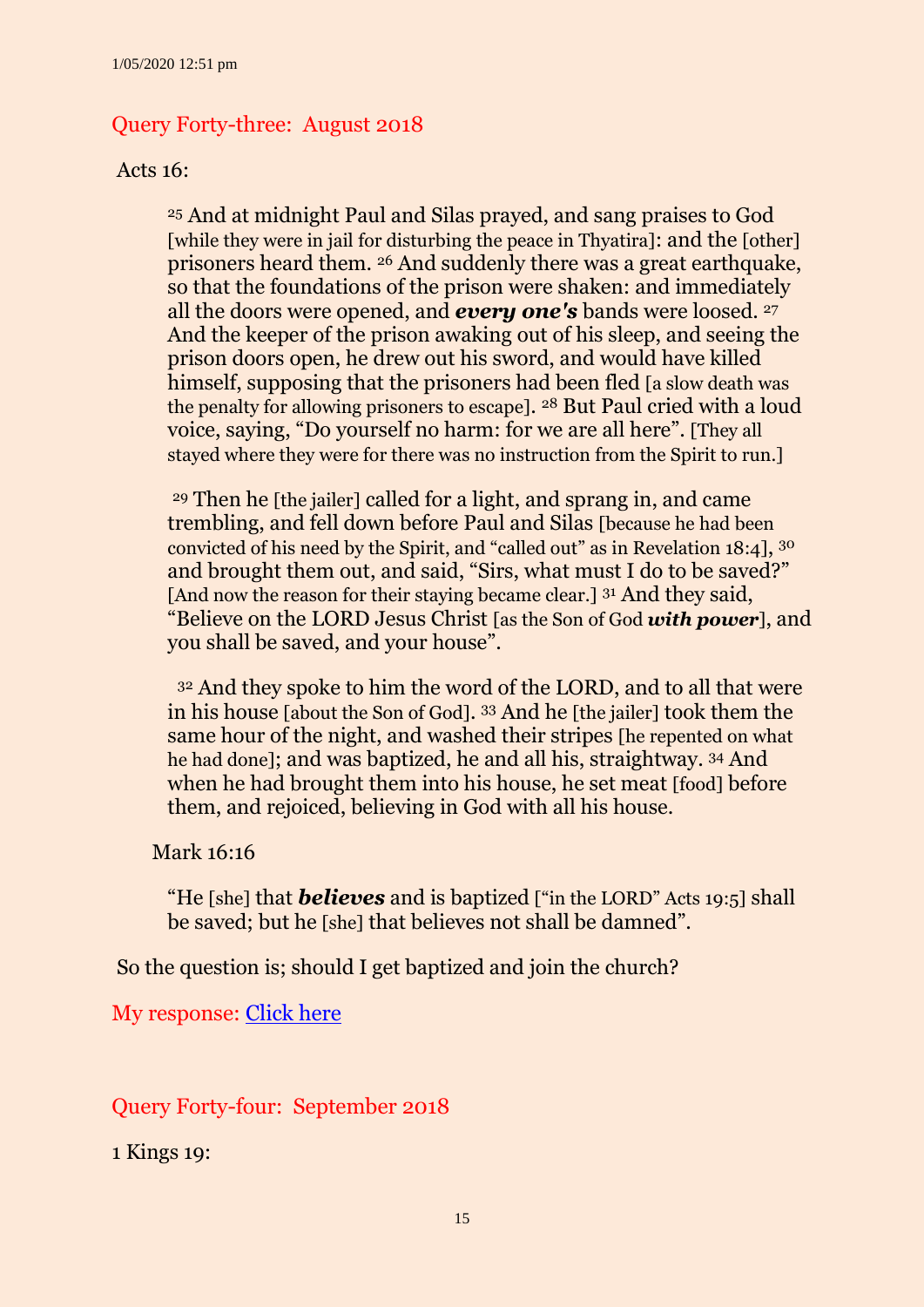1/05/2020 12:51 pm

## Query Forty-three: August 2018

Acts 16:

> [25] And at midnight Paul and Silas prayed, and sang praises to God [while they were in jail for disturbing the peace in Thyatira]: and the [other] prisoners heard them. [26] And suddenly there was a great earthquake, so that the foundations of the prison were shaken: and immediately all the doors were opened, and ***every one's*** bands were loosed. [27] And the keeper of the prison awaking out of his sleep, and seeing the prison doors open, he drew out his sword, and would have killed himself, supposing that the prisoners had been fled [a slow death was the penalty for allowing prisoners to escape]. [28] But Paul cried with a loud voice, saying, "Do yourself no harm: for we are all here". [They all stayed where they were for there was no instruction from the Spirit to run.]
>
> [29] Then he [the jailer] called for a light, and sprang in, and came trembling, and fell down before Paul and Silas [because he had been convicted of his need by the Spirit, and "called out" as in Revelation 18:4], [30] and brought them out, and said, "Sirs, what must I do to be saved?" [And now the reason for their staying became clear.] [31] And they said, "Believe on the LORD Jesus Christ [as the Son of God ***with power***], and you shall be saved, and your house".
>
> [32] And they spoke to him the word of the LORD, and to all that were in his house [about the Son of God]. [33] And he [the jailer] took them the same hour of the night, and washed their stripes [he repented on what he had done]; and was baptized, he and all his, straightway. [34] And when he had brought them into his house, he set meat [food] before them, and rejoiced, believing in God with all his house.

Mark 16:16

> "He [she] that ***believes*** and is baptized ["in the LORD" Acts 19:5] shall be saved; but he [she] that believes not shall be damned".

So the question is; should I get baptized and join the church?

My response: Click here

## Query Forty-four: September 2018

1 Kings 19: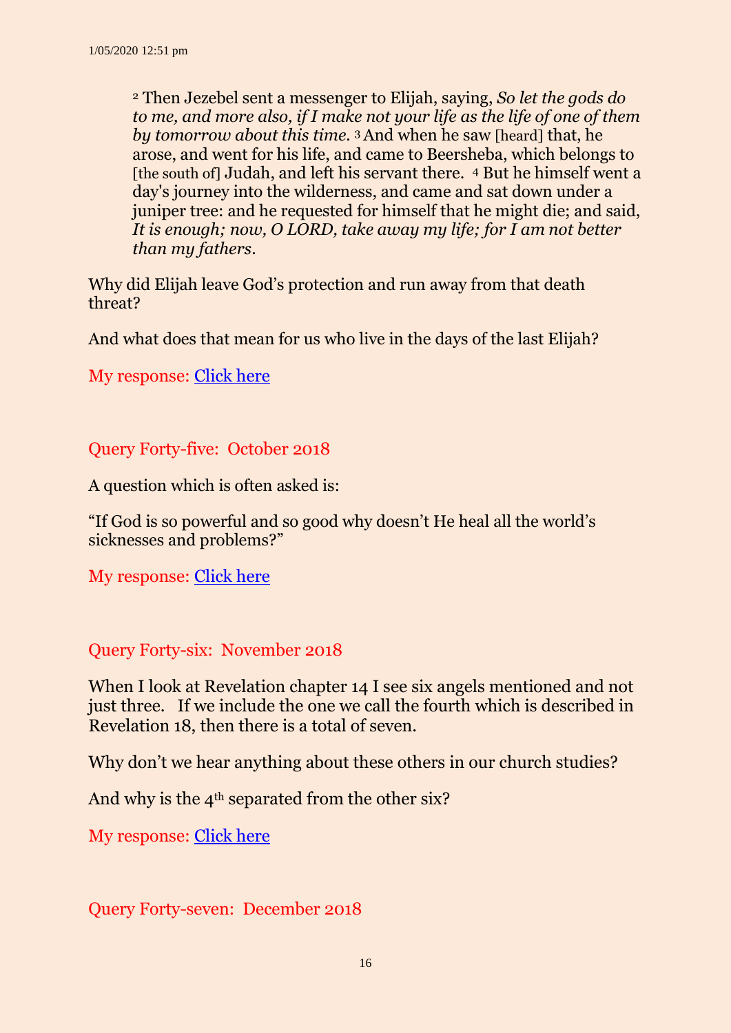> [2] Then Jezebel sent a messenger to Elijah, saying, *So let the gods do to me, and more also, if I make not your life as the life of one of them by tomorrow about this time.* [3] And when he saw [heard] that, he arose, and went for his life, and came to Beersheba, which belongs to [the south of] Judah, and left his servant there. [4] But he himself went a day's journey into the wilderness, and came and sat down under a juniper tree: and he requested for himself that he might die; and said, *It is enough; now, O LORD, take away my life; for I am not better than my fathers*.

Why did Elijah leave God's protection and run away from that death threat?

And what does that mean for us who live in the days of the last Elijah?

My response: Click here

## Query Forty-five: October 2018

A question which is often asked is:

"If God is so powerful and so good why doesn't He heal all the world's sicknesses and problems?"

My response: Click here

## Query Forty-six: November 2018

When I look at Revelation chapter 14 I see six angels mentioned and not just three. If we include the one we call the fourth which is described in Revelation 18, then there is a total of seven.

Why don't we hear anything about these others in our church studies?

And why is the 4th separated from the other six?

My response: Click here

## Query Forty-seven: December 2018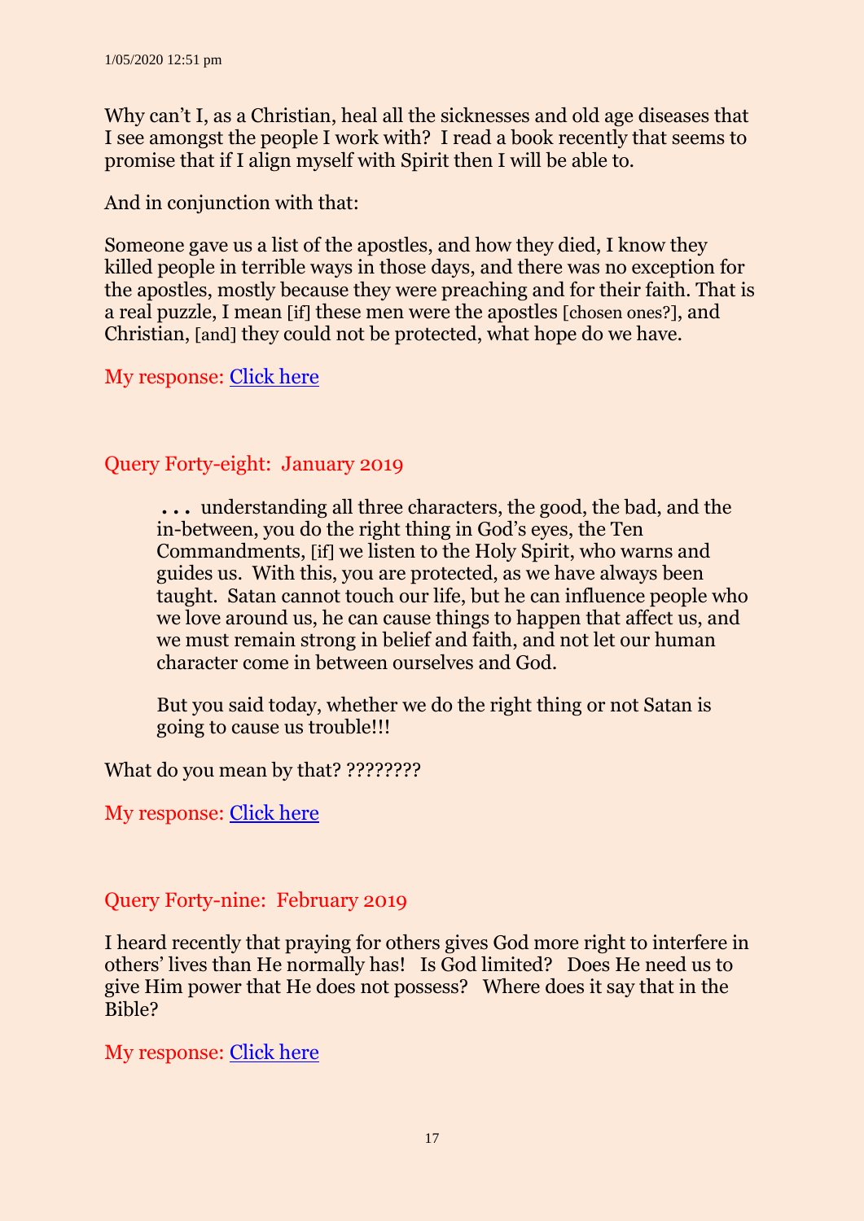1/05/2020 12:51 pm

Why can't I, as a Christian, heal all the sicknesses and old age diseases that I see amongst the people I work with? I read a book recently that seems to promise that if I align myself with Spirit then I will be able to.

And in conjunction with that:

Someone gave us a list of the apostles, and how they died, I know they killed people in terrible ways in those days, and there was no exception for the apostles, mostly because they were preaching and for their faith. That is a real puzzle, I mean [if] these men were the apostles [chosen ones?], and Christian, [and] they could not be protected, what hope do we have.

My response: Click here

## Query Forty-eight: January 2019

> **. . .** understanding all three characters, the good, the bad, and the in-between, you do the right thing in God's eyes, the Ten Commandments, [if] we listen to the Holy Spirit, who warns and guides us. With this, you are protected, as we have always been taught. Satan cannot touch our life, but he can influence people who we love around us, he can cause things to happen that affect us, and we must remain strong in belief and faith, and not let our human character come in between ourselves and God.
>
> But you said today, whether we do the right thing or not Satan is going to cause us trouble!!!

What do you mean by that? ????????

My response: Click here

## Query Forty-nine: February 2019

I heard recently that praying for others gives God more right to interfere in others' lives than He normally has! Is God limited? Does He need us to give Him power that He does not possess? Where does it say that in the Bible?

My response: Click here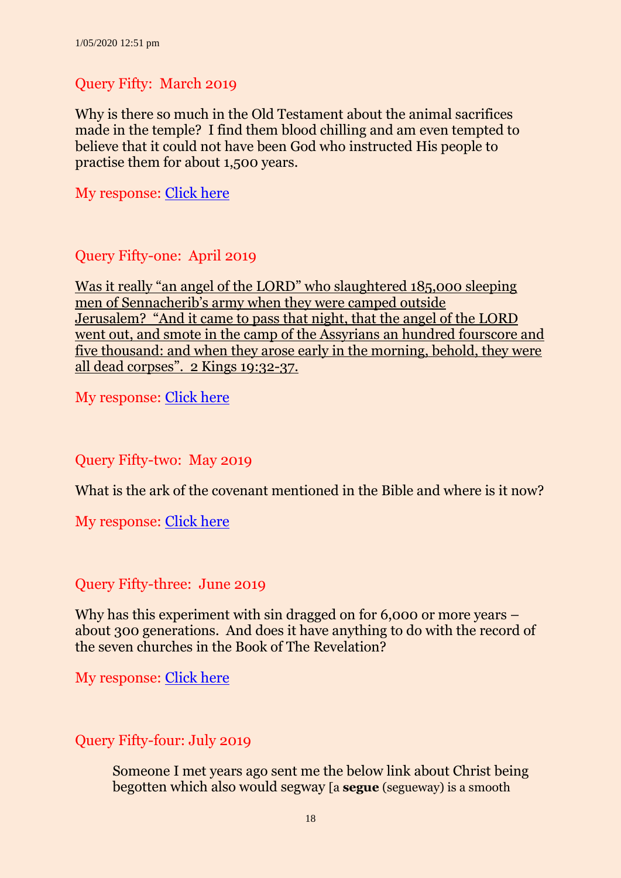1/05/2020 12:51 pm

## Query Fifty: March 2019

Why is there so much in the Old Testament about the animal sacrifices made in the temple? I find them blood chilling and am even tempted to believe that it could not have been God who instructed His people to practise them for about 1,500 years.

My response: Click here

## Query Fifty-one: April 2019

Was it really "an angel of the LORD" who slaughtered 185,000 sleeping men of Sennacherib's army when they were camped outside Jerusalem? "And it came to pass that night, that the angel of the LORD went out, and smote in the camp of the Assyrians an hundred fourscore and five thousand: and when they arose early in the morning, behold, they were all dead corpses". 2 Kings 19:32-37.

My response: Click here

## Query Fifty-two: May 2019

What is the ark of the covenant mentioned in the Bible and where is it now?

My response: Click here

## Query Fifty-three: June 2019

Why has this experiment with sin dragged on for 6,000 or more years – about 300 generations. And does it have anything to do with the record of the seven churches in the Book of The Revelation?

My response: Click here

## Query Fifty-four: July 2019

> Someone I met years ago sent me the below link about Christ being begotten which also would segway [a **segue** (segueway) is a smooth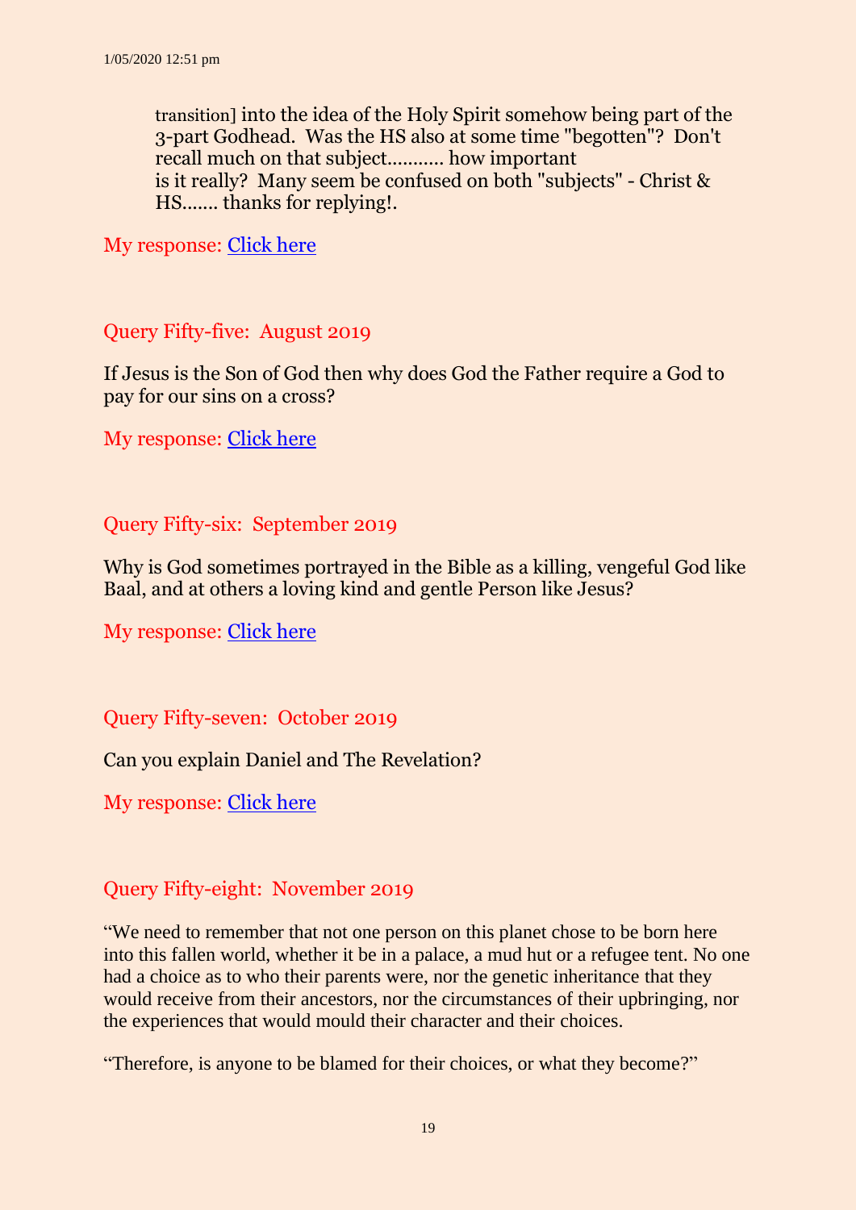transition] into the idea of the Holy Spirit somehow being part of the 3-part Godhead. Was the HS also at some time "begotten"? Don't recall much on that subject........... how important is it really? Many seem be confused on both "subjects" - Christ & HS....... thanks for replying!.

My response: [Click here]()

## Query Fifty-five: August 2019

If Jesus is the Son of God then why does God the Father require a God to pay for our sins on a cross?

My response: [Click here]()

## Query Fifty-six: September 2019

Why is God sometimes portrayed in the Bible as a killing, vengeful God like Baal, and at others a loving kind and gentle Person like Jesus?

My response: [Click here]()

## Query Fifty-seven: October 2019

Can you explain Daniel and The Revelation?

My response: [Click here]()

## Query Fifty-eight: November 2019

"We need to remember that not one person on this planet chose to be born here into this fallen world, whether it be in a palace, a mud hut or a refugee tent. No one had a choice as to who their parents were, nor the genetic inheritance that they would receive from their ancestors, nor the circumstances of their upbringing, nor the experiences that would mould their character and their choices.

"Therefore, is anyone to be blamed for their choices, or what they become?"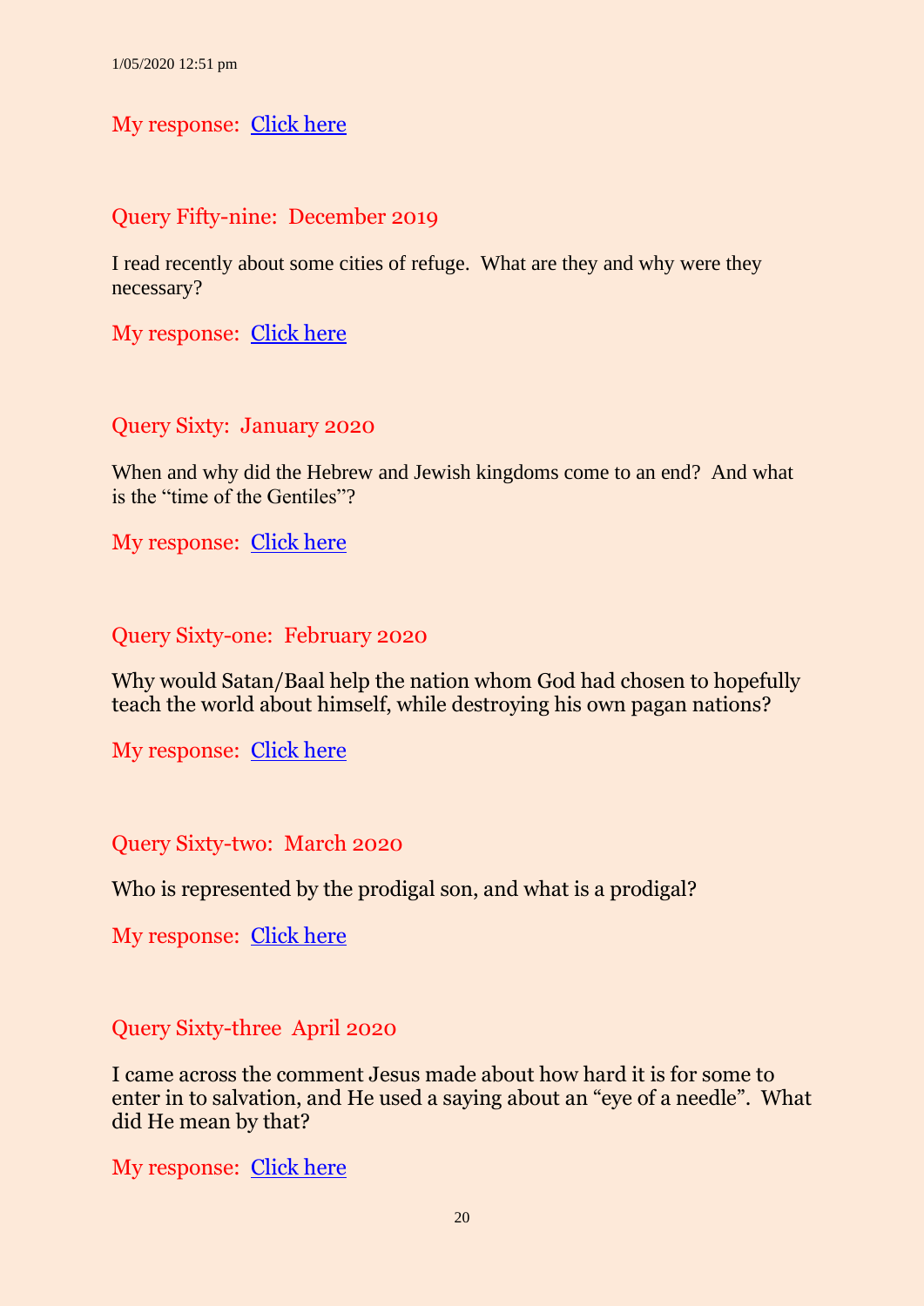1/05/2020 12:51 pm

My response: Click here

## Query Fifty-nine: December 2019

I read recently about some cities of refuge. What are they and why were they necessary?

My response: Click here

## Query Sixty: January 2020

When and why did the Hebrew and Jewish kingdoms come to an end? And what is the "time of the Gentiles"?

My response: Click here

## Query Sixty-one: February 2020

Why would Satan/Baal help the nation whom God had chosen to hopefully teach the world about himself, while destroying his own pagan nations?

My response: Click here

## Query Sixty-two: March 2020

Who is represented by the prodigal son, and what is a prodigal?

My response: Click here

## Query Sixty-three April 2020

I came across the comment Jesus made about how hard it is for some to enter in to salvation, and He used a saying about an "eye of a needle". What did He mean by that?

My response: Click here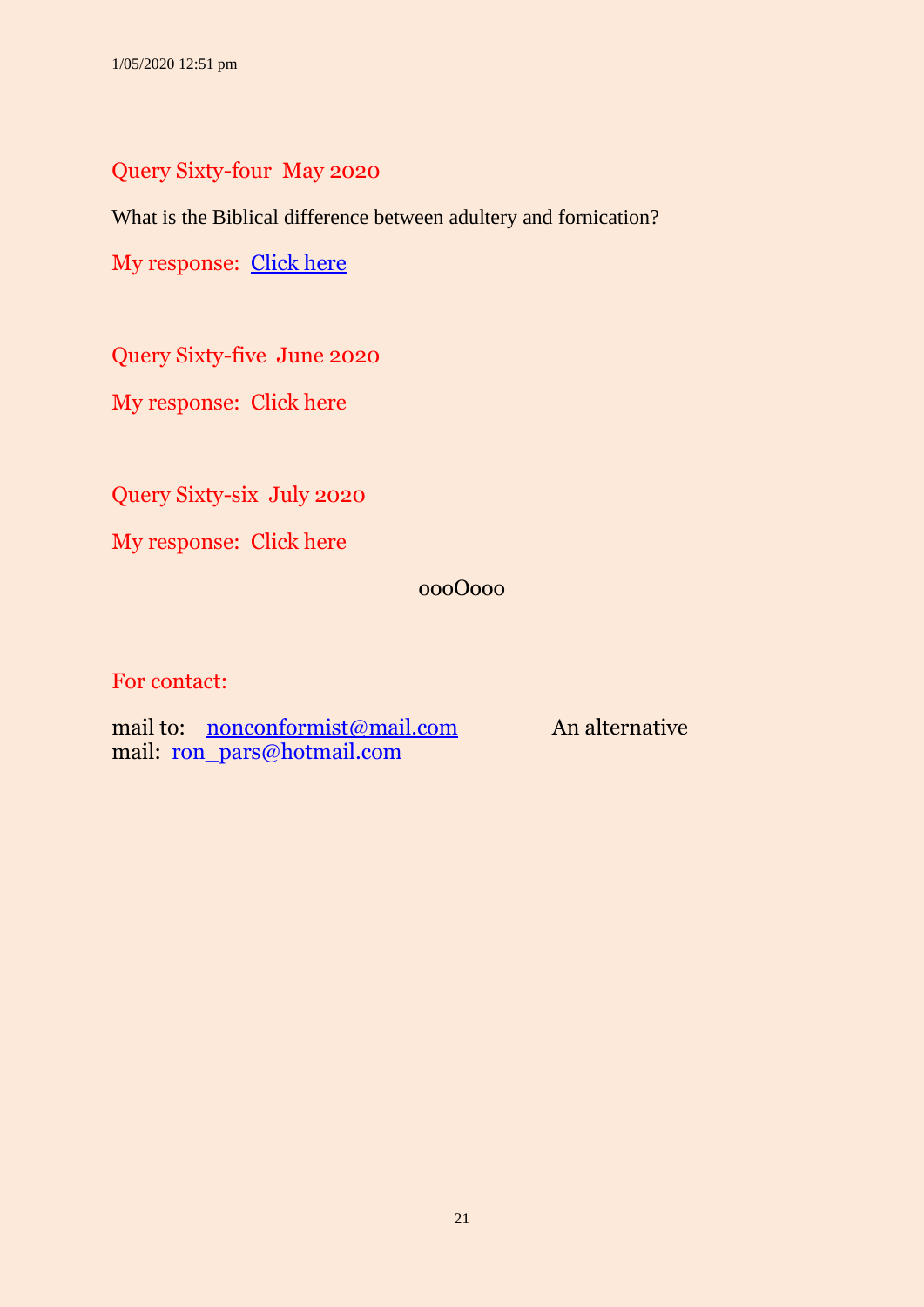1/05/2020 12:51 pm

Query Sixty-four  May 2020

What is the Biblical difference between adultery and fornication?

My response:  [Click here]()

Query Sixty-five  June 2020

My response:  Click here

Query Sixty-six  July 2020

My response:  Click here

oooOooo

For contact:

mail to:  [nonconformist@mail.com](mailto:nonconformist@mail.com)    An alternative mail:  [ron_pars@hotmail.com](mailto:ron_pars@hotmail.com)